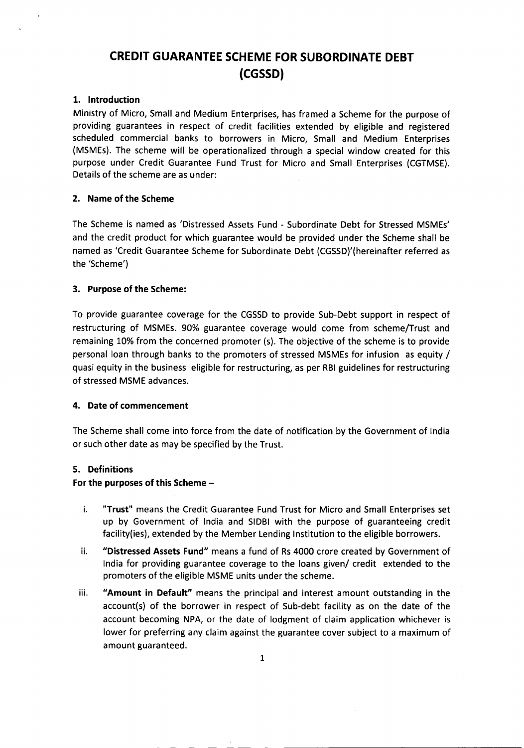# CREDIT GUARANTEE SCHEME FOR SUBORDINATE DEBT (CGSSD)

## 1. Introduction

Ministry of Micro, Small and Medium Enterprises, has framed a Scheme for the purpose of providing guarantees in respect of credit facilities extended by eligible and registered scheduled commercial banks to borrowers in Micro, Small and Medium Enterprises (MSMEs). The scheme will be operationalized through a special window created for this purpose under Credit Guarantee Fund Trust for Micro and Small Enterprises (CGTMSE). Details of the scheme are as under:

## 2. Name of the Scheme

The Scheme is named as 'Distressed Assets Fund - Subordinate Debt for Stressed MSMEs' and the credit product for which guarantee would be provided under the Scheme shall be named as 'Credit Guarantee Scheme for Subordinate Debt (CGSSD)'(hereinafter referred as the 'Scheme')

## 3. Purpose of the Scheme:

To provide guarantee coverage for the CGSSD to provide Sub-Debt support in respect of restructuring of MSMEs. 90% guarantee coverage would come from scheme/Trust and remaining 10% from the concerned promoter (s). The objective of the scheme is to provide personal loan through banks to the promoters of stressed MSMEs for infusion as equity / quasi equity in the business eligible for restructuring, as per RBI guidelines for restructuring of stressed MSME advances.

## 4. Date of commencement

The Scheme shall come into force from the date of notification by the Government of India or such other date as may be specified by the Trust.

## 5. Definitions

**For the purposes of this Scheme –**

i. **"Trust"** means the Credit Guarantee Fund Trust for Micro and Small Enterprises set up by Government of India and SIDBI with the purpose of guaranteeing credit facility(ies), extended by the Member Lending Institution to the eligible borrowers.

ii. **"Distressed Assets Fund"** means a fund of Rs 4000 crore created by Government of India for providing guarantee coverage to the loans given/ credit extended to the promoters of the eligible MSME units under the scheme.

iii. **"Amount in Default"** means the principal and interest amount outstanding in the account(s) of the borrower in respect of Sub-debt facility as on the date of the account becoming NPA, or the date of lodgment of claim application whichever is lower for preferring any claim against the guarantee cover subject to a maximum of amount guaranteed.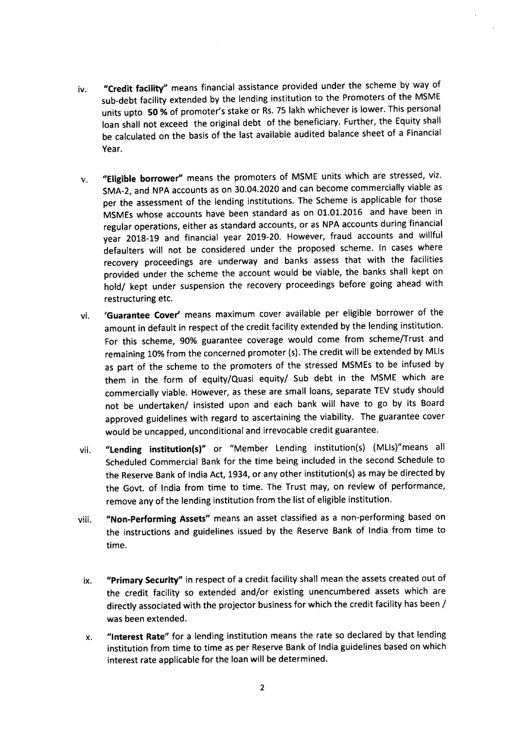iv. **"Credit facility"** means financial assistance provided under the scheme by way of sub-debt facility extended by the lending institution to the Promoters of the MSME units upto **50 %** of promoter's stake or Rs. 75 lakh whichever is lower. This personal loan shall not exceed the original debt of the beneficiary. Further, the Equity shall be calculated on the basis of the last available audited balance sheet of a Financial Year.

v. **"Eligible borrower"** means the promoters of MSME units which are stressed, viz. SMA-2, and NPA accounts as on 30.04.2020 and can become commercially viable as per the assessment of the lending institutions. The Scheme is applicable for those MSMEs whose accounts have been standard as on 01.01.2016 and have been in regular operations, either as standard accounts, or as NPA accounts during financial year 2018-19 and financial year 2019-20. However, fraud accounts and willful defaulters will not be considered under the proposed scheme. In cases where recovery proceedings are underway and banks assess that with the facilities provided under the scheme the account would be viable, the banks shall kept on hold/ kept under suspension the recovery proceedings before going ahead with restructuring etc.

vi. **'Guarantee Cover'** means maximum cover available per eligible borrower of the amount in default in respect of the credit facility extended by the lending institution. For this scheme, 90% guarantee coverage would come from scheme/Trust and remaining 10% from the concerned promoter (s). The credit will be extended by MLIs as part of the scheme to the promoters of the stressed MSMEs to be infused by them in the form of equity/Quasi equity/ Sub debt in the MSME which are commercially viable. However, as these are small loans, separate TEV study should not be undertaken/ insisted upon and each bank will have to go by its Board approved guidelines with regard to ascertaining the viability. The guarantee cover would be uncapped, unconditional and irrevocable credit guarantee.

vii. **"Lending institution(s)"** or "Member Lending institution(s) (MLIs)"means all Scheduled Commercial Bank for the time being included in the second Schedule to the Reserve Bank of India Act, 1934, or any other institution(s) as may be directed by the Govt. of India from time to time. The Trust may, on review of performance, remove any of the lending institution from the list of eligible institution.

viii. **"Non-Performing Assets"** means an asset classified as a non-performing based on the instructions and guidelines issued by the Reserve Bank of India from time to time.

ix. **"Primary Security"** in respect of a credit facility shall mean the assets created out of the credit facility so extended and/or existing unencumbered assets which are directly associated with the projector business for which the credit facility has been / was been extended.

x. **"Interest Rate"** for a lending institution means the rate so declared by that lending institution from time to time as per Reserve Bank of India guidelines based on which interest rate applicable for the loan will be determined.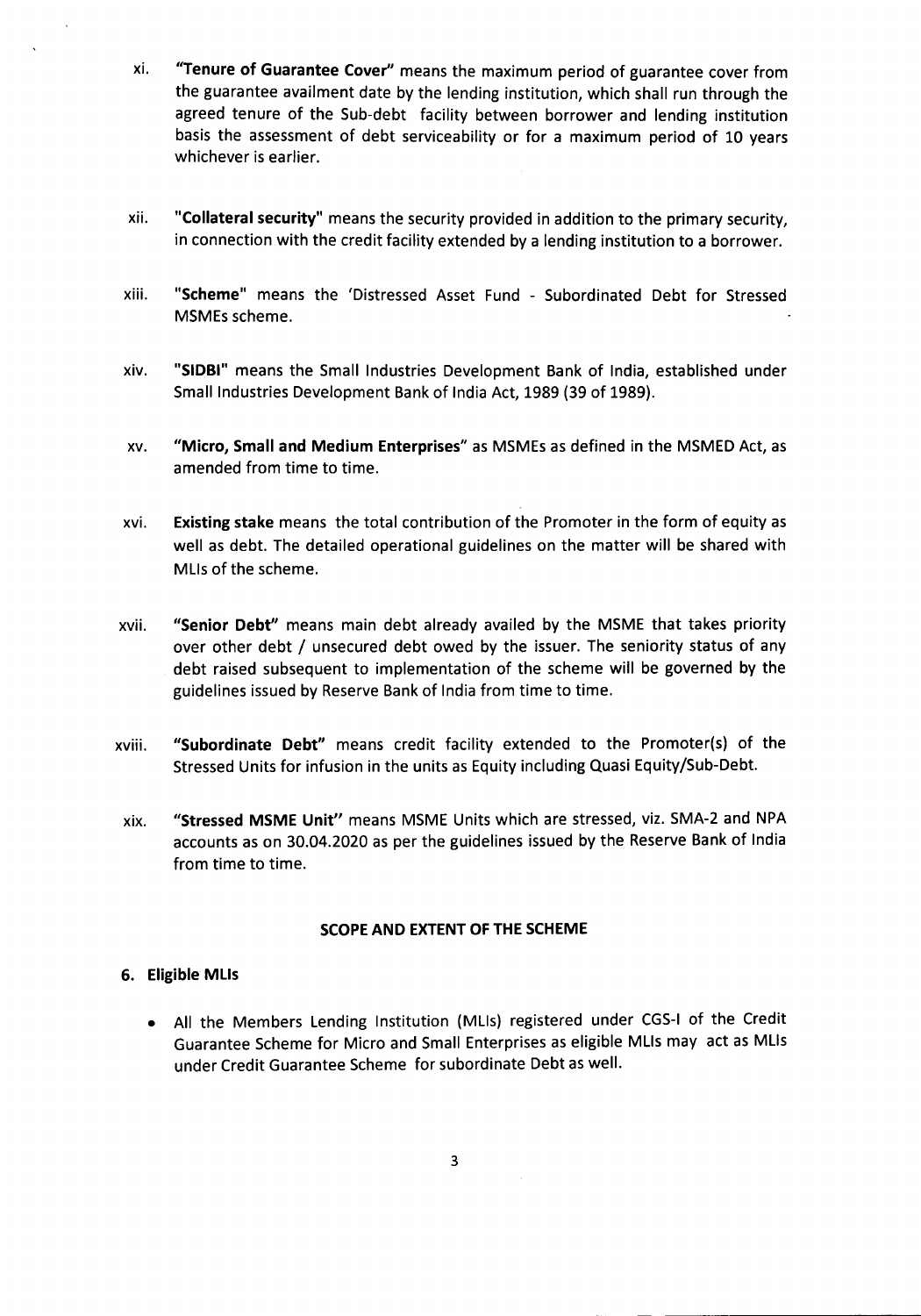xi. **"Tenure of Guarantee Cover"** means the maximum period of guarantee cover from the guarantee availment date by the lending institution, which shall run through the agreed tenure of the Sub-debt facility between borrower and lending institution basis the assessment of debt serviceability or for a maximum period of 10 years whichever is earlier.

xii. **"Collateral security"** means the security provided in addition to the primary security, in connection with the credit facility extended by a lending institution to a borrower.

xiii. **"Scheme"** means the 'Distressed Asset Fund - Subordinated Debt for Stressed MSMEs scheme.

xiv. **"SIDBI"** means the Small Industries Development Bank of India, established under Small Industries Development Bank of India Act, 1989 (39 of 1989).

xv. **"Micro, Small and Medium Enterprises"** as MSMEs as defined in the MSMED Act, as amended from time to time.

xvi. **Existing stake** means the total contribution of the Promoter in the form of equity as well as debt. The detailed operational guidelines on the matter will be shared with MLIs of the scheme.

xvii. **"Senior Debt"** means main debt already availed by the MSME that takes priority over other debt / unsecured debt owed by the issuer. The seniority status of any debt raised subsequent to implementation of the scheme will be governed by the guidelines issued by Reserve Bank of India from time to time.

xviii. **"Subordinate Debt"** means credit facility extended to the Promoter(s) of the Stressed Units for infusion in the units as Equity including Quasi Equity/Sub-Debt.

xix. **"Stressed MSME Unit"** means MSME Units which are stressed, viz. SMA-2 and NPA accounts as on 30.04.2020 as per the guidelines issued by the Reserve Bank of India from time to time.

## SCOPE AND EXTENT OF THE SCHEME

### 6. Eligible MLIs

- All the Members Lending Institution (MLIs) registered under CGS-I of the Credit Guarantee Scheme for Micro and Small Enterprises as eligible MLIs may act as MLIs under Credit Guarantee Scheme for subordinate Debt as well.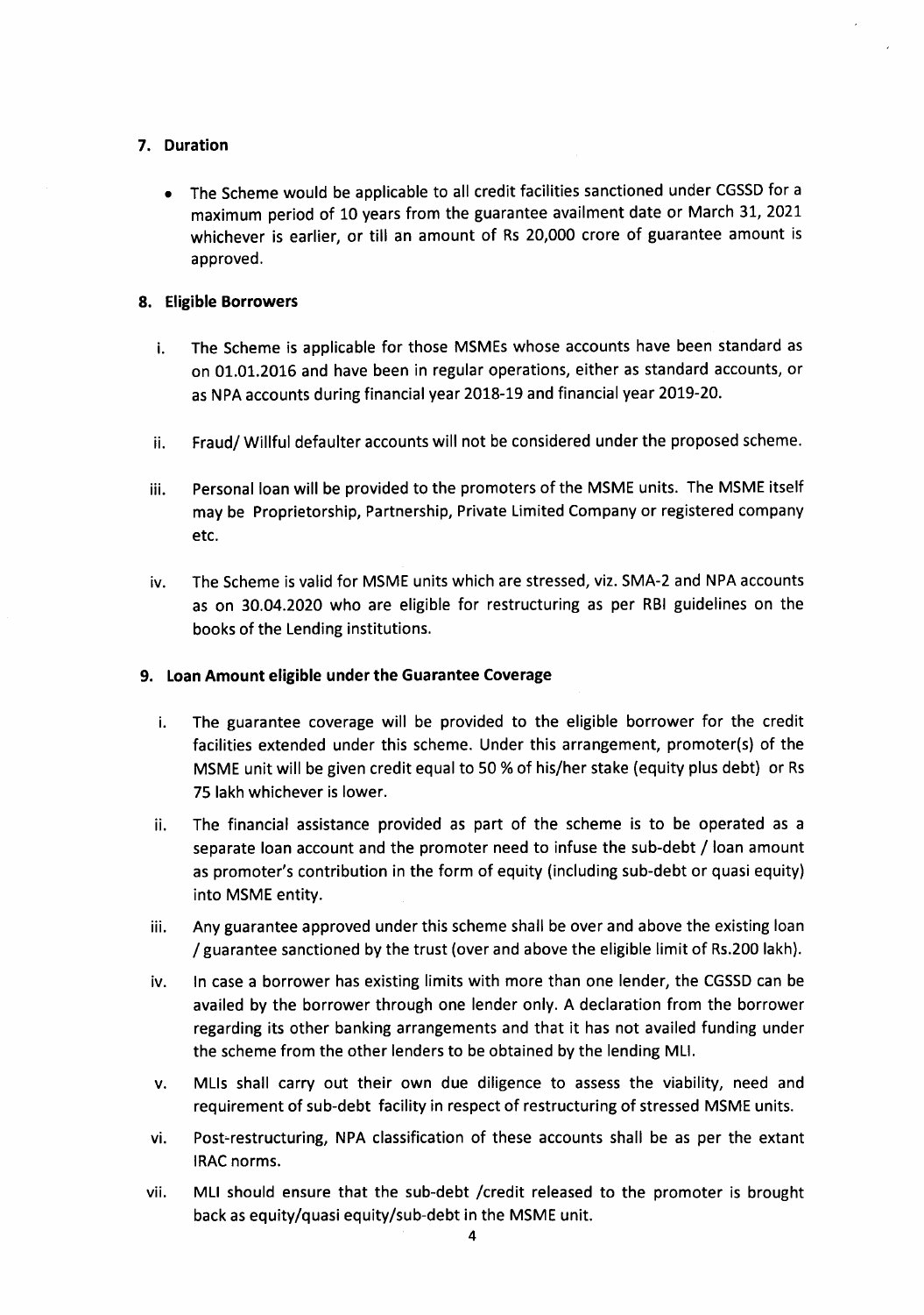## 7. Duration

- The Scheme would be applicable to all credit facilities sanctioned under CGSSD for a maximum period of 10 years from the guarantee availment date or March 31, 2021 whichever is earlier, or till an amount of Rs 20,000 crore of guarantee amount is approved.

## 8. Eligible Borrowers

i. The Scheme is applicable for those MSMEs whose accounts have been standard as on 01.01.2016 and have been in regular operations, either as standard accounts, or as NPA accounts during financial year 2018-19 and financial year 2019-20.

ii. Fraud/ Willful defaulter accounts will not be considered under the proposed scheme.

iii. Personal loan will be provided to the promoters of the MSME units. The MSME itself may be Proprietorship, Partnership, Private Limited Company or registered company etc.

iv. The Scheme is valid for MSME units which are stressed, viz. SMA-2 and NPA accounts as on 30.04.2020 who are eligible for restructuring as per RBI guidelines on the books of the Lending institutions.

## 9. Loan Amount eligible under the Guarantee Coverage

i. The guarantee coverage will be provided to the eligible borrower for the credit facilities extended under this scheme. Under this arrangement, promoter(s) of the MSME unit will be given credit equal to 50 % of his/her stake (equity plus debt) or Rs 75 lakh whichever is lower.

ii. The financial assistance provided as part of the scheme is to be operated as a separate loan account and the promoter need to infuse the sub-debt / loan amount as promoter's contribution in the form of equity (including sub-debt or quasi equity) into MSME entity.

iii. Any guarantee approved under this scheme shall be over and above the existing loan / guarantee sanctioned by the trust (over and above the eligible limit of Rs.200 lakh).

iv. In case a borrower has existing limits with more than one lender, the CGSSD can be availed by the borrower through one lender only. A declaration from the borrower regarding its other banking arrangements and that it has not availed funding under the scheme from the other lenders to be obtained by the lending MLI.

v. MLIs shall carry out their own due diligence to assess the viability, need and requirement of sub-debt facility in respect of restructuring of stressed MSME units.

vi. Post-restructuring, NPA classification of these accounts shall be as per the extant IRAC norms.

vii. MLI should ensure that the sub-debt /credit released to the promoter is brought back as equity/quasi equity/sub-debt in the MSME unit.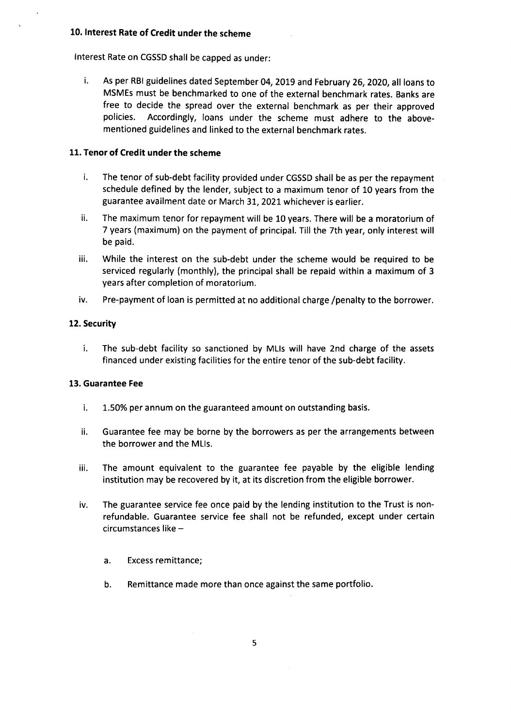### 10. Interest Rate of Credit under the scheme

Interest Rate on CGSSD shall be capped as under:

i. As per RBI guidelines dated September 04, 2019 and February 26, 2020, all loans to MSMEs must be benchmarked to one of the external benchmark rates. Banks are free to decide the spread over the external benchmark as per their approved policies. Accordingly, loans under the scheme must adhere to the above-mentioned guidelines and linked to the external benchmark rates.

### 11. Tenor of Credit under the scheme

i. The tenor of sub-debt facility provided under CGSSD shall be as per the repayment schedule defined by the lender, subject to a maximum tenor of 10 years from the guarantee availment date or March 31, 2021 whichever is earlier.

ii. The maximum tenor for repayment will be 10 years. There will be a moratorium of 7 years (maximum) on the payment of principal. Till the 7th year, only interest will be paid.

iii. While the interest on the sub-debt under the scheme would be required to be serviced regularly (monthly), the principal shall be repaid within a maximum of 3 years after completion of moratorium.

iv. Pre-payment of loan is permitted at no additional charge /penalty to the borrower.

### 12. Security

i. The sub-debt facility so sanctioned by MLIs will have 2nd charge of the assets financed under existing facilities for the entire tenor of the sub-debt facility.

### 13. Guarantee Fee

i. 1.50% per annum on the guaranteed amount on outstanding basis.

ii. Guarantee fee may be borne by the borrowers as per the arrangements between the borrower and the MLIs.

iii. The amount equivalent to the guarantee fee payable by the eligible lending institution may be recovered by it, at its discretion from the eligible borrower.

iv. The guarantee service fee once paid by the lending institution to the Trust is non-refundable. Guarantee service fee shall not be refunded, except under certain circumstances like –

   a. Excess remittance;

   b. Remittance made more than once against the same portfolio.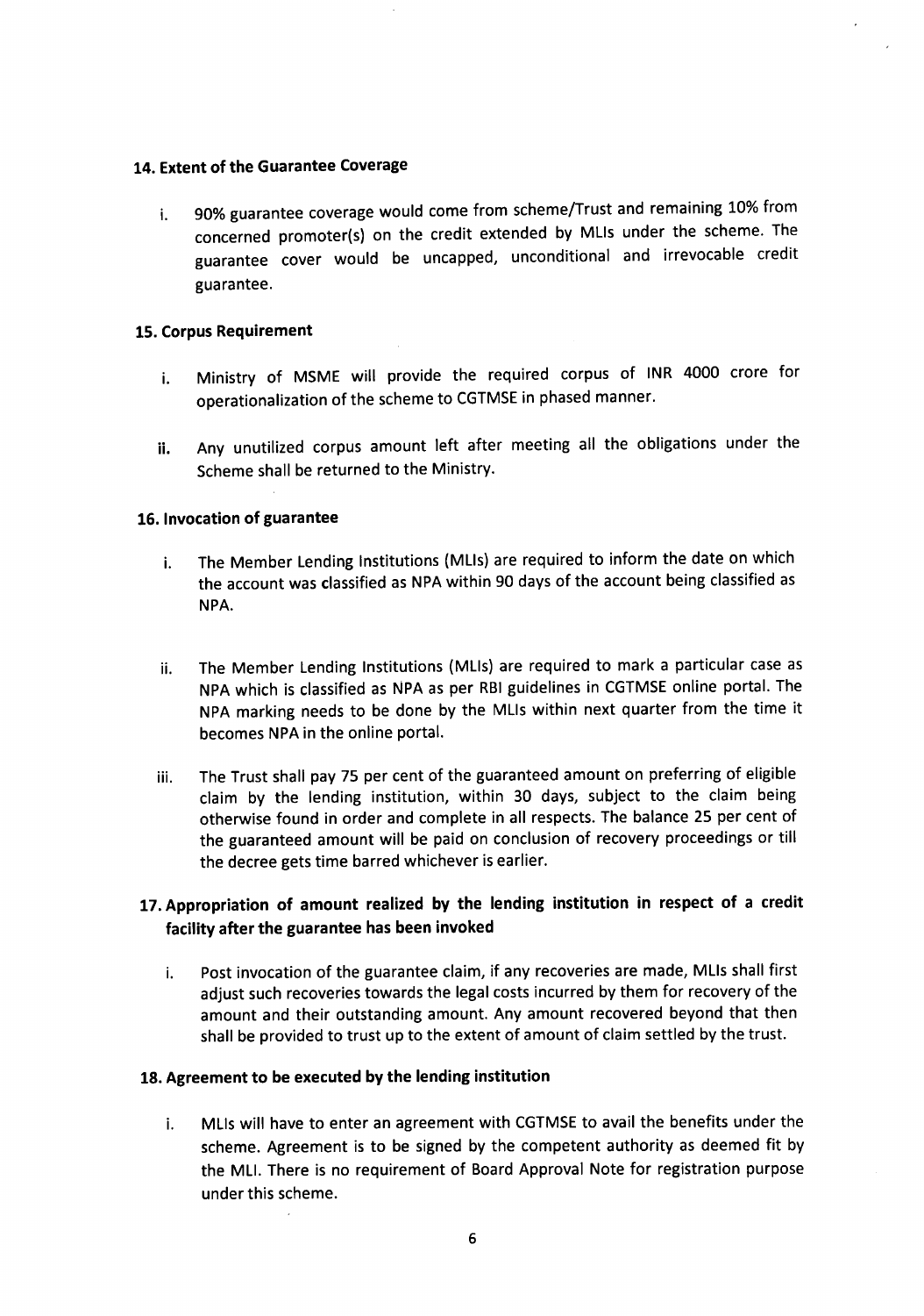### 14. Extent of the Guarantee Coverage

i. 90% guarantee coverage would come from scheme/Trust and remaining 10% from concerned promoter(s) on the credit extended by MLIs under the scheme. The guarantee cover would be uncapped, unconditional and irrevocable credit guarantee.

### 15. Corpus Requirement

i. Ministry of MSME will provide the required corpus of INR 4000 crore for operationalization of the scheme to CGTMSE in phased manner.

ii. Any unutilized corpus amount left after meeting all the obligations under the Scheme shall be returned to the Ministry.

### 16. Invocation of guarantee

i. The Member Lending Institutions (MLIs) are required to inform the date on which the account was classified as NPA within 90 days of the account being classified as NPA.

ii. The Member Lending Institutions (MLIs) are required to mark a particular case as NPA which is classified as NPA as per RBI guidelines in CGTMSE online portal. The NPA marking needs to be done by the MLIs within next quarter from the time it becomes NPA in the online portal.

iii. The Trust shall pay 75 per cent of the guaranteed amount on preferring of eligible claim by the lending institution, within 30 days, subject to the claim being otherwise found in order and complete in all respects. The balance 25 per cent of the guaranteed amount will be paid on conclusion of recovery proceedings or till the decree gets time barred whichever is earlier.

### 17. Appropriation of amount realized by the lending institution in respect of a credit facility after the guarantee has been invoked

i. Post invocation of the guarantee claim, if any recoveries are made, MLIs shall first adjust such recoveries towards the legal costs incurred by them for recovery of the amount and their outstanding amount. Any amount recovered beyond that then shall be provided to trust up to the extent of amount of claim settled by the trust.

### 18. Agreement to be executed by the lending institution

i. MLIs will have to enter an agreement with CGTMSE to avail the benefits under the scheme. Agreement is to be signed by the competent authority as deemed fit by the MLI. There is no requirement of Board Approval Note for registration purpose under this scheme.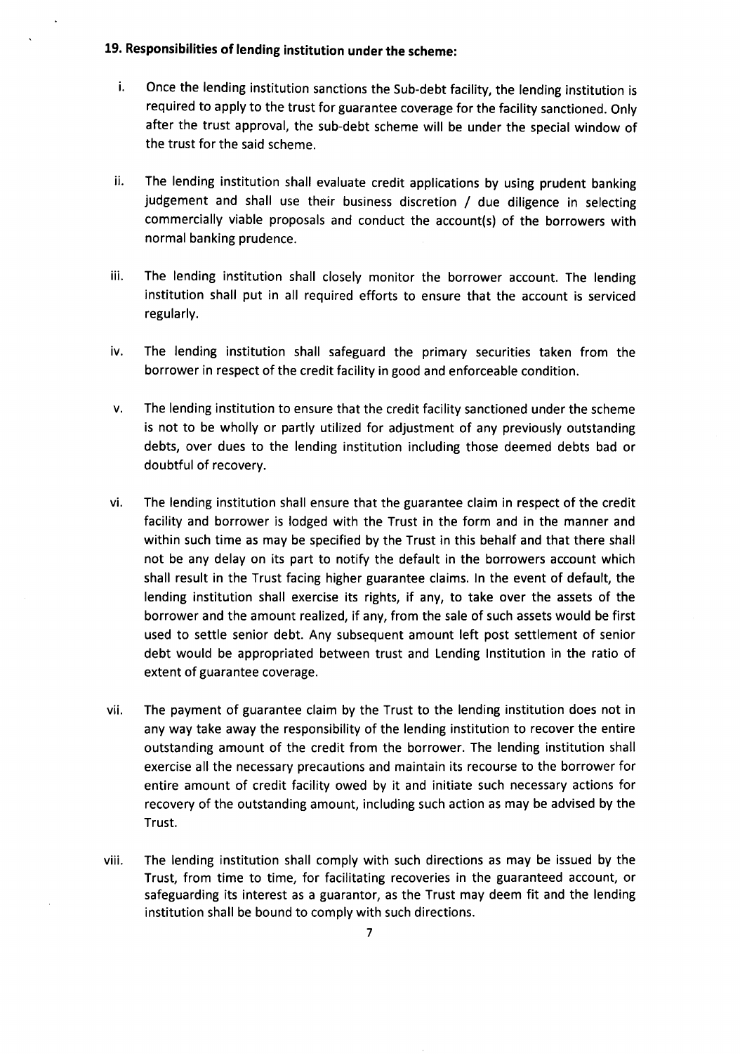## 19. Responsibilities of lending institution under the scheme:

i. Once the lending institution sanctions the Sub-debt facility, the lending institution is required to apply to the trust for guarantee coverage for the facility sanctioned. Only after the trust approval, the sub-debt scheme will be under the special window of the trust for the said scheme.

ii. The lending institution shall evaluate credit applications by using prudent banking judgement and shall use their business discretion / due diligence in selecting commercially viable proposals and conduct the account(s) of the borrowers with normal banking prudence.

iii. The lending institution shall closely monitor the borrower account. The lending institution shall put in all required efforts to ensure that the account is serviced regularly.

iv. The lending institution shall safeguard the primary securities taken from the borrower in respect of the credit facility in good and enforceable condition.

v. The lending institution to ensure that the credit facility sanctioned under the scheme is not to be wholly or partly utilized for adjustment of any previously outstanding debts, over dues to the lending institution including those deemed debts bad or doubtful of recovery.

vi. The lending institution shall ensure that the guarantee claim in respect of the credit facility and borrower is lodged with the Trust in the form and in the manner and within such time as may be specified by the Trust in this behalf and that there shall not be any delay on its part to notify the default in the borrowers account which shall result in the Trust facing higher guarantee claims. In the event of default, the lending institution shall exercise its rights, if any, to take over the assets of the borrower and the amount realized, if any, from the sale of such assets would be first used to settle senior debt. Any subsequent amount left post settlement of senior debt would be appropriated between trust and Lending Institution in the ratio of extent of guarantee coverage.

vii. The payment of guarantee claim by the Trust to the lending institution does not in any way take away the responsibility of the lending institution to recover the entire outstanding amount of the credit from the borrower. The lending institution shall exercise all the necessary precautions and maintain its recourse to the borrower for entire amount of credit facility owed by it and initiate such necessary actions for recovery of the outstanding amount, including such action as may be advised by the Trust.

viii. The lending institution shall comply with such directions as may be issued by the Trust, from time to time, for facilitating recoveries in the guaranteed account, or safeguarding its interest as a guarantor, as the Trust may deem fit and the lending institution shall be bound to comply with such directions.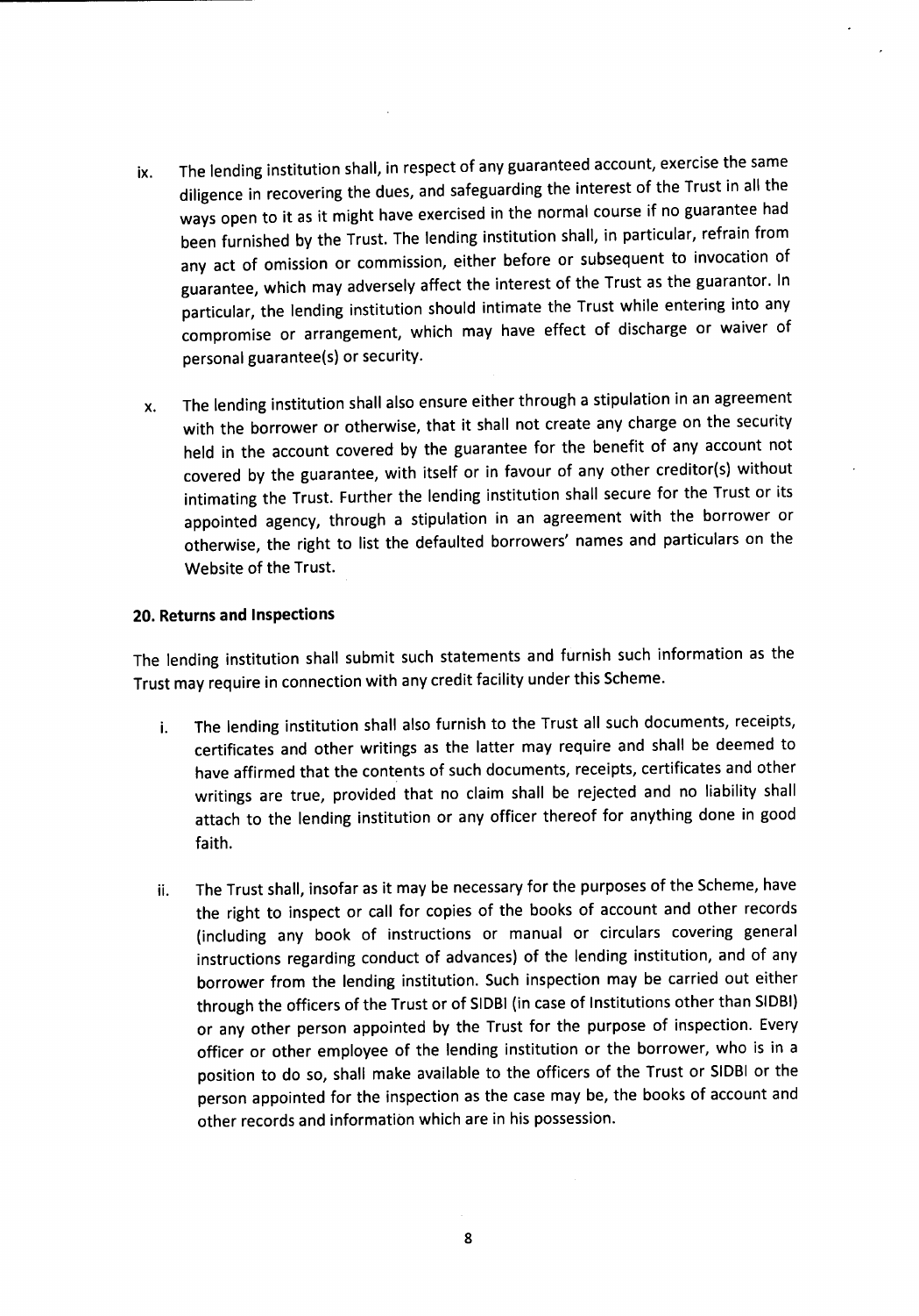ix. The lending institution shall, in respect of any guaranteed account, exercise the same diligence in recovering the dues, and safeguarding the interest of the Trust in all the ways open to it as it might have exercised in the normal course if no guarantee had been furnished by the Trust. The lending institution shall, in particular, refrain from any act of omission or commission, either before or subsequent to invocation of guarantee, which may adversely affect the interest of the Trust as the guarantor. In particular, the lending institution should intimate the Trust while entering into any compromise or arrangement, which may have effect of discharge or waiver of personal guarantee(s) or security.

x. The lending institution shall also ensure either through a stipulation in an agreement with the borrower or otherwise, that it shall not create any charge on the security held in the account covered by the guarantee for the benefit of any account not covered by the guarantee, with itself or in favour of any other creditor(s) without intimating the Trust. Further the lending institution shall secure for the Trust or its appointed agency, through a stipulation in an agreement with the borrower or otherwise, the right to list the defaulted borrowers' names and particulars on the Website of the Trust.

**20. Returns and Inspections**

The lending institution shall submit such statements and furnish such information as the Trust may require in connection with any credit facility under this Scheme.

i. The lending institution shall also furnish to the Trust all such documents, receipts, certificates and other writings as the latter may require and shall be deemed to have affirmed that the contents of such documents, receipts, certificates and other writings are true, provided that no claim shall be rejected and no liability shall attach to the lending institution or any officer thereof for anything done in good faith.

ii. The Trust shall, insofar as it may be necessary for the purposes of the Scheme, have the right to inspect or call for copies of the books of account and other records (including any book of instructions or manual or circulars covering general instructions regarding conduct of advances) of the lending institution, and of any borrower from the lending institution. Such inspection may be carried out either through the officers of the Trust or of SIDBI (in case of Institutions other than SIDBI) or any other person appointed by the Trust for the purpose of inspection. Every officer or other employee of the lending institution or the borrower, who is in a position to do so, shall make available to the officers of the Trust or SIDBI or the person appointed for the inspection as the case may be, the books of account and other records and information which are in his possession.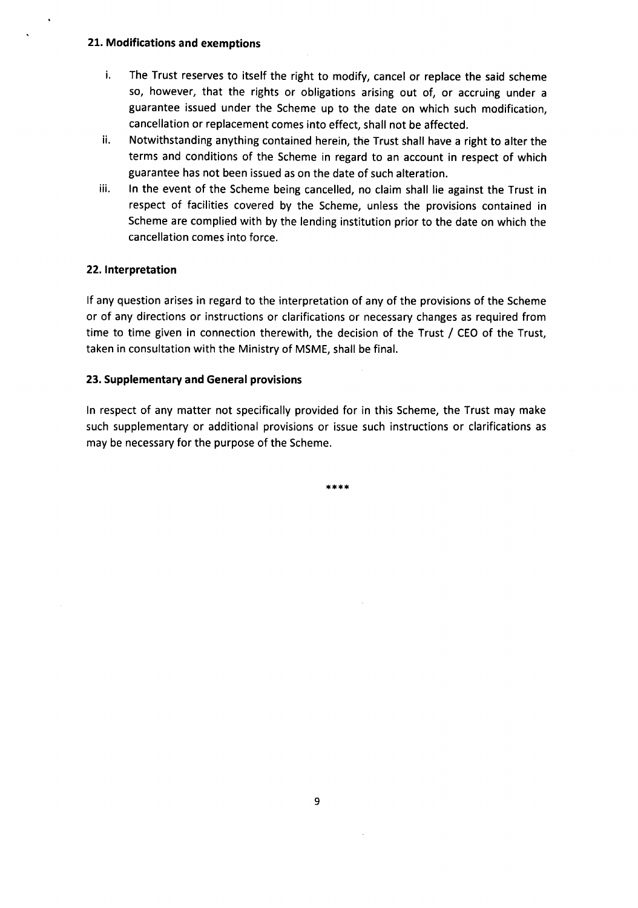**21. Modifications and exemptions**

i. The Trust reserves to itself the right to modify, cancel or replace the said scheme so, however, that the rights or obligations arising out of, or accruing under a guarantee issued under the Scheme up to the date on which such modification, cancellation or replacement comes into effect, shall not be affected.

ii. Notwithstanding anything contained herein, the Trust shall have a right to alter the terms and conditions of the Scheme in regard to an account in respect of which guarantee has not been issued as on the date of such alteration.

iii. In the event of the Scheme being cancelled, no claim shall lie against the Trust in respect of facilities covered by the Scheme, unless the provisions contained in Scheme are complied with by the lending institution prior to the date on which the cancellation comes into force.

**22. Interpretation**

If any question arises in regard to the interpretation of any of the provisions of the Scheme or of any directions or instructions or clarifications or necessary changes as required from time to time given in connection therewith, the decision of the Trust / CEO of the Trust, taken in consultation with the Ministry of MSME, shall be final.

**23. Supplementary and General provisions**

In respect of any matter not specifically provided for in this Scheme, the Trust may make such supplementary or additional provisions or issue such instructions or clarifications as may be necessary for the purpose of the Scheme.

****